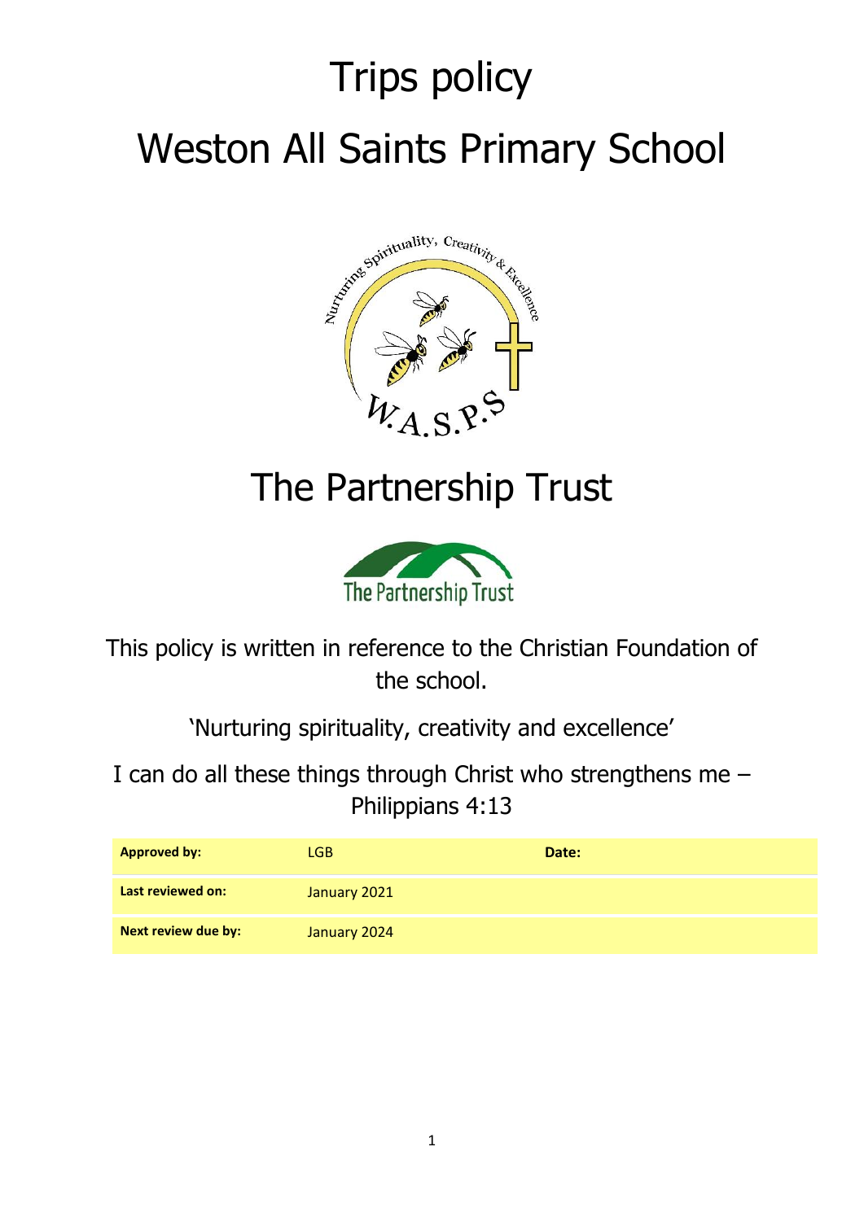# Trips policy

# Weston All Saints Primary School

# The Partnership Trust

This policy is written in reference to the Christian Foundation of the school.

'Nurturing spirituality, creativity and excellence'

I can do all these things through Christ who strengthens me – Philippians 4:13

| **Approved by:** | LGB | **Date:** |
|---|---|---|
| **Last reviewed on:** | January 2021 | |
| **Next review due by:** | January 2024 | |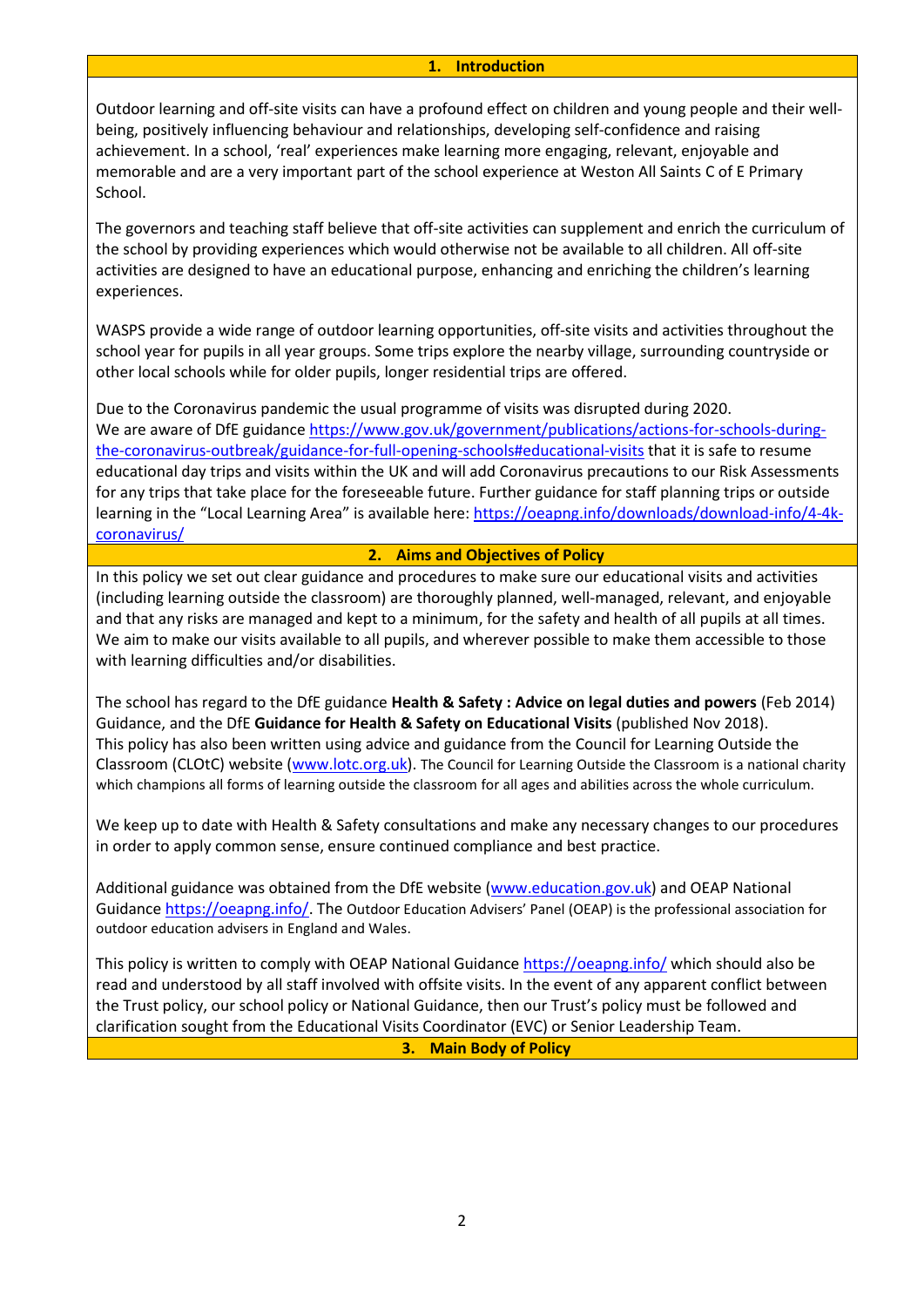## 1. Introduction

Outdoor learning and off-site visits can have a profound effect on children and young people and their well-being, positively influencing behaviour and relationships, developing self-confidence and raising achievement. In a school, 'real' experiences make learning more engaging, relevant, enjoyable and memorable and are a very important part of the school experience at Weston All Saints C of E Primary School.

The governors and teaching staff believe that off-site activities can supplement and enrich the curriculum of the school by providing experiences which would otherwise not be available to all children. All off-site activities are designed to have an educational purpose, enhancing and enriching the children's learning experiences.

WASPS provide a wide range of outdoor learning opportunities, off-site visits and activities throughout the school year for pupils in all year groups. Some trips explore the nearby village, surrounding countryside or other local schools while for older pupils, longer residential trips are offered.

Due to the Coronavirus pandemic the usual programme of visits was disrupted during 2020.
We are aware of DfE guidance https://www.gov.uk/government/publications/actions-for-schools-during-the-coronavirus-outbreak/guidance-for-full-opening-schools#educational-visits that it is safe to resume educational day trips and visits within the UK and will add Coronavirus precautions to our Risk Assessments for any trips that take place for the foreseeable future. Further guidance for staff planning trips or outside learning in the "Local Learning Area" is available here: https://oeapng.info/downloads/download-info/4-4k-coronavirus/

## 2. Aims and Objectives of Policy

In this policy we set out clear guidance and procedures to make sure our educational visits and activities (including learning outside the classroom) are thoroughly planned, well-managed, relevant, and enjoyable and that any risks are managed and kept to a minimum, for the safety and health of all pupils at all times. We aim to make our visits available to all pupils, and wherever possible to make them accessible to those with learning difficulties and/or disabilities.

The school has regard to the DfE guidance **Health & Safety : Advice on legal duties and powers** (Feb 2014) Guidance, and the DfE **Guidance for Health & Safety on Educational Visits** (published Nov 2018).
This policy has also been written using advice and guidance from the Council for Learning Outside the Classroom (CLOtC) website (www.lotc.org.uk). The Council for Learning Outside the Classroom is a national charity which champions all forms of learning outside the classroom for all ages and abilities across the whole curriculum.

We keep up to date with Health & Safety consultations and make any necessary changes to our procedures in order to apply common sense, ensure continued compliance and best practice.

Additional guidance was obtained from the DfE website (www.education.gov.uk) and OEAP National Guidance https://oeapng.info/. The Outdoor Education Advisers' Panel (OEAP) is the professional association for outdoor education advisers in England and Wales.

This policy is written to comply with OEAP National Guidance https://oeapng.info/ which should also be read and understood by all staff involved with offsite visits. In the event of any apparent conflict between the Trust policy, our school policy or National Guidance, then our Trust's policy must be followed and clarification sought from the Educational Visits Coordinator (EVC) or Senior Leadership Team.

## 3. Main Body of Policy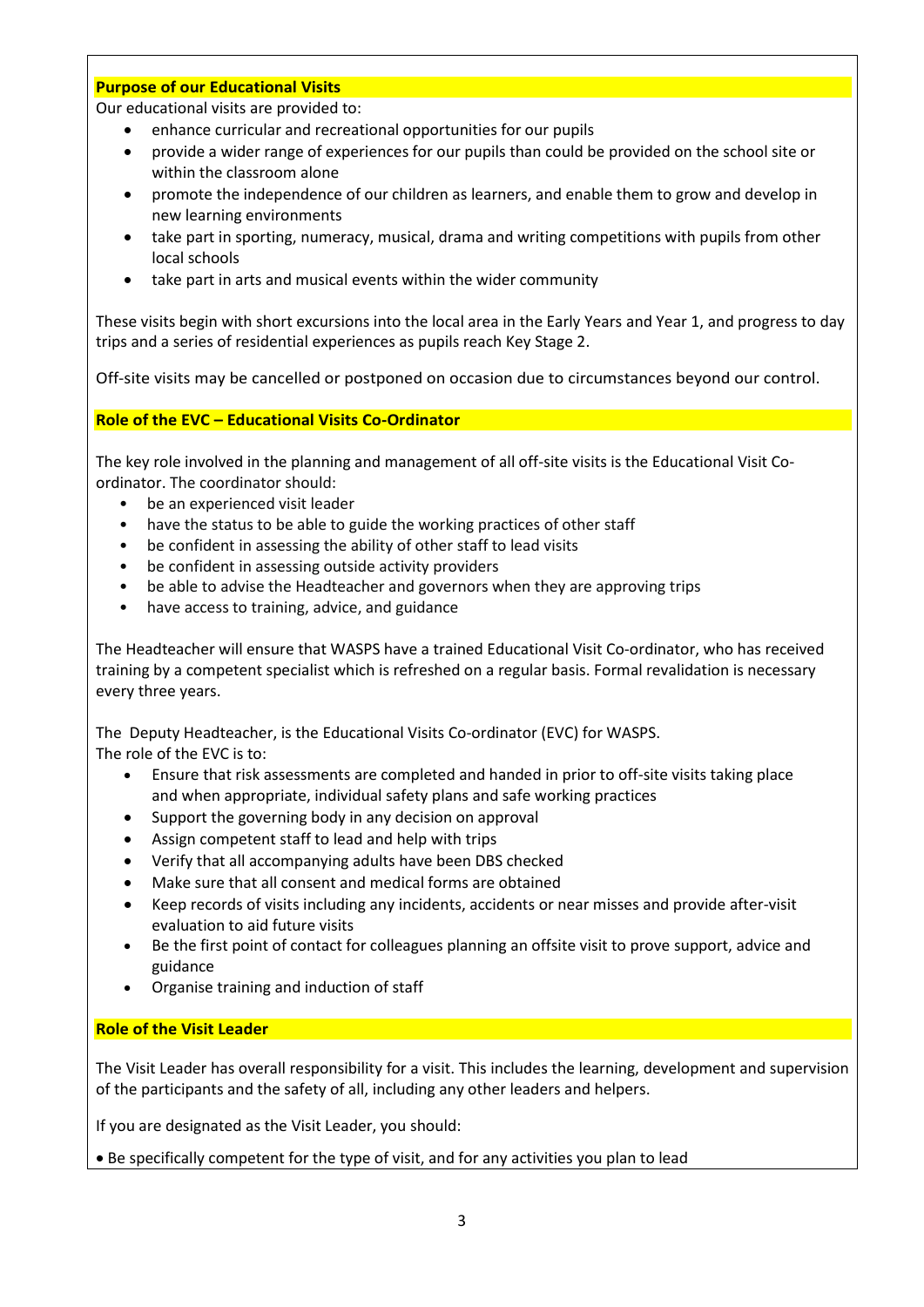**Purpose of our Educational Visits**

Our educational visits are provided to:

- enhance curricular and recreational opportunities for our pupils
- provide a wider range of experiences for our pupils than could be provided on the school site or within the classroom alone
- promote the independence of our children as learners, and enable them to grow and develop in new learning environments
- take part in sporting, numeracy, musical, drama and writing competitions with pupils from other local schools
- take part in arts and musical events within the wider community

These visits begin with short excursions into the local area in the Early Years and Year 1, and progress to day trips and a series of residential experiences as pupils reach Key Stage 2.

Off-site visits may be cancelled or postponed on occasion due to circumstances beyond our control.

**Role of the EVC – Educational Visits Co-Ordinator**

The key role involved in the planning and management of all off-site visits is the Educational Visit Co-ordinator. The coordinator should:

- be an experienced visit leader
- have the status to be able to guide the working practices of other staff
- be confident in assessing the ability of other staff to lead visits
- be confident in assessing outside activity providers
- be able to advise the Headteacher and governors when they are approving trips
- have access to training, advice, and guidance

The Headteacher will ensure that WASPS have a trained Educational Visit Co-ordinator, who has received training by a competent specialist which is refreshed on a regular basis. Formal revalidation is necessary every three years.

The Deputy Headteacher, is the Educational Visits Co-ordinator (EVC) for WASPS.
The role of the EVC is to:

- Ensure that risk assessments are completed and handed in prior to off-site visits taking place and when appropriate, individual safety plans and safe working practices
- Support the governing body in any decision on approval
- Assign competent staff to lead and help with trips
- Verify that all accompanying adults have been DBS checked
- Make sure that all consent and medical forms are obtained
- Keep records of visits including any incidents, accidents or near misses and provide after-visit evaluation to aid future visits
- Be the first point of contact for colleagues planning an offsite visit to prove support, advice and guidance
- Organise training and induction of staff

**Role of the Visit Leader**

The Visit Leader has overall responsibility for a visit. This includes the learning, development and supervision of the participants and the safety of all, including any other leaders and helpers.

If you are designated as the Visit Leader, you should:

- Be specifically competent for the type of visit, and for any activities you plan to lead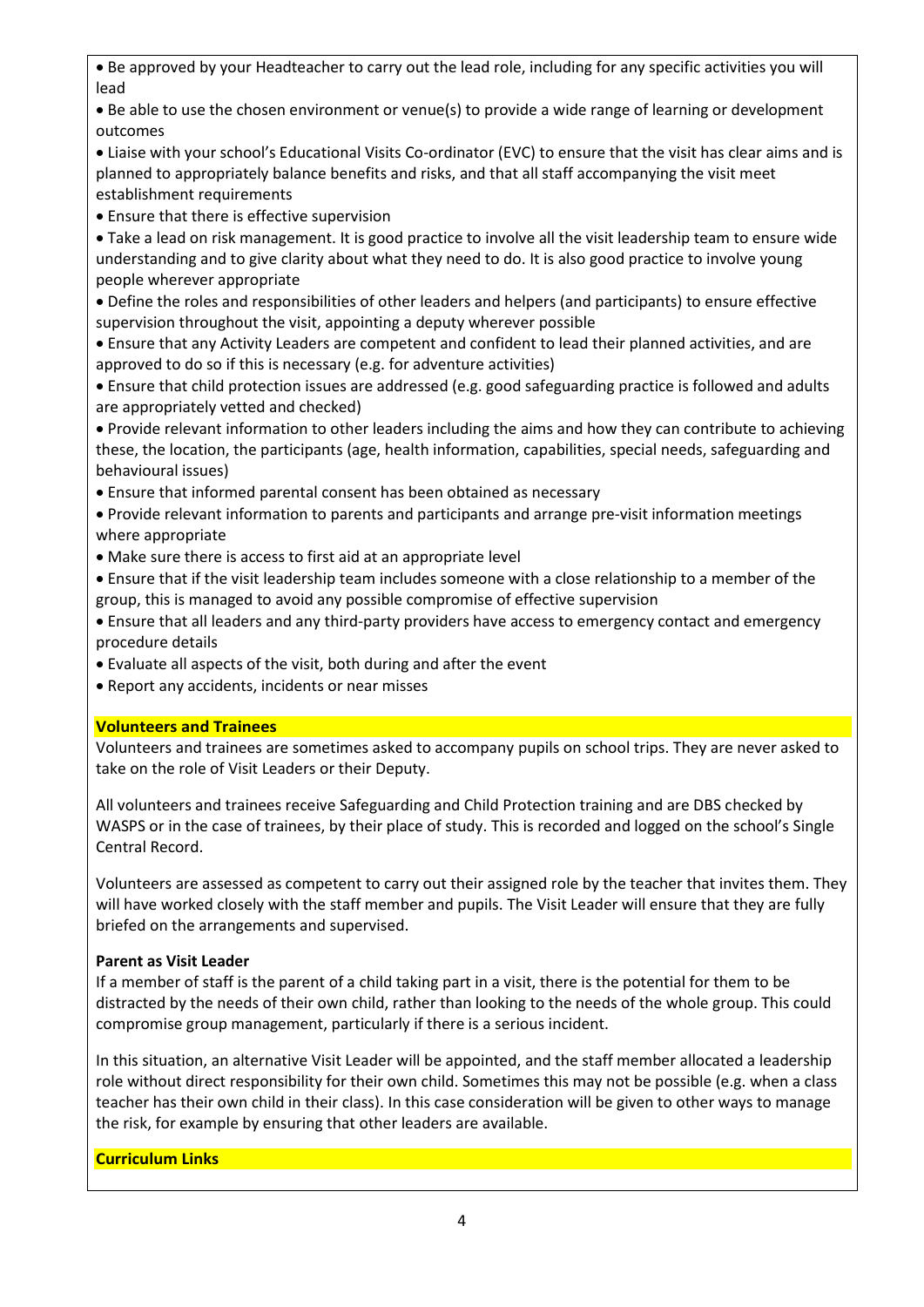- Be approved by your Headteacher to carry out the lead role, including for any specific activities you will lead
- Be able to use the chosen environment or venue(s) to provide a wide range of learning or development outcomes
- Liaise with your school's Educational Visits Co-ordinator (EVC) to ensure that the visit has clear aims and is planned to appropriately balance benefits and risks, and that all staff accompanying the visit meet establishment requirements
- Ensure that there is effective supervision
- Take a lead on risk management. It is good practice to involve all the visit leadership team to ensure wide understanding and to give clarity about what they need to do. It is also good practice to involve young people wherever appropriate
- Define the roles and responsibilities of other leaders and helpers (and participants) to ensure effective supervision throughout the visit, appointing a deputy wherever possible
- Ensure that any Activity Leaders are competent and confident to lead their planned activities, and are approved to do so if this is necessary (e.g. for adventure activities)
- Ensure that child protection issues are addressed (e.g. good safeguarding practice is followed and adults are appropriately vetted and checked)
- Provide relevant information to other leaders including the aims and how they can contribute to achieving these, the location, the participants (age, health information, capabilities, special needs, safeguarding and behavioural issues)
- Ensure that informed parental consent has been obtained as necessary
- Provide relevant information to parents and participants and arrange pre-visit information meetings where appropriate
- Make sure there is access to first aid at an appropriate level
- Ensure that if the visit leadership team includes someone with a close relationship to a member of the group, this is managed to avoid any possible compromise of effective supervision
- Ensure that all leaders and any third-party providers have access to emergency contact and emergency procedure details
- Evaluate all aspects of the visit, both during and after the event
- Report any accidents, incidents or near misses

**Volunteers and Trainees**

Volunteers and trainees are sometimes asked to accompany pupils on school trips. They are never asked to take on the role of Visit Leaders or their Deputy.

All volunteers and trainees receive Safeguarding and Child Protection training and are DBS checked by WASPS or in the case of trainees, by their place of study. This is recorded and logged on the school's Single Central Record.

Volunteers are assessed as competent to carry out their assigned role by the teacher that invites them. They will have worked closely with the staff member and pupils. The Visit Leader will ensure that they are fully briefed on the arrangements and supervised.

**Parent as Visit Leader**

If a member of staff is the parent of a child taking part in a visit, there is the potential for them to be distracted by the needs of their own child, rather than looking to the needs of the whole group. This could compromise group management, particularly if there is a serious incident.

In this situation, an alternative Visit Leader will be appointed, and the staff member allocated a leadership role without direct responsibility for their own child. Sometimes this may not be possible (e.g. when a class teacher has their own child in their class). In this case consideration will be given to other ways to manage the risk, for example by ensuring that other leaders are available.

**Curriculum Links**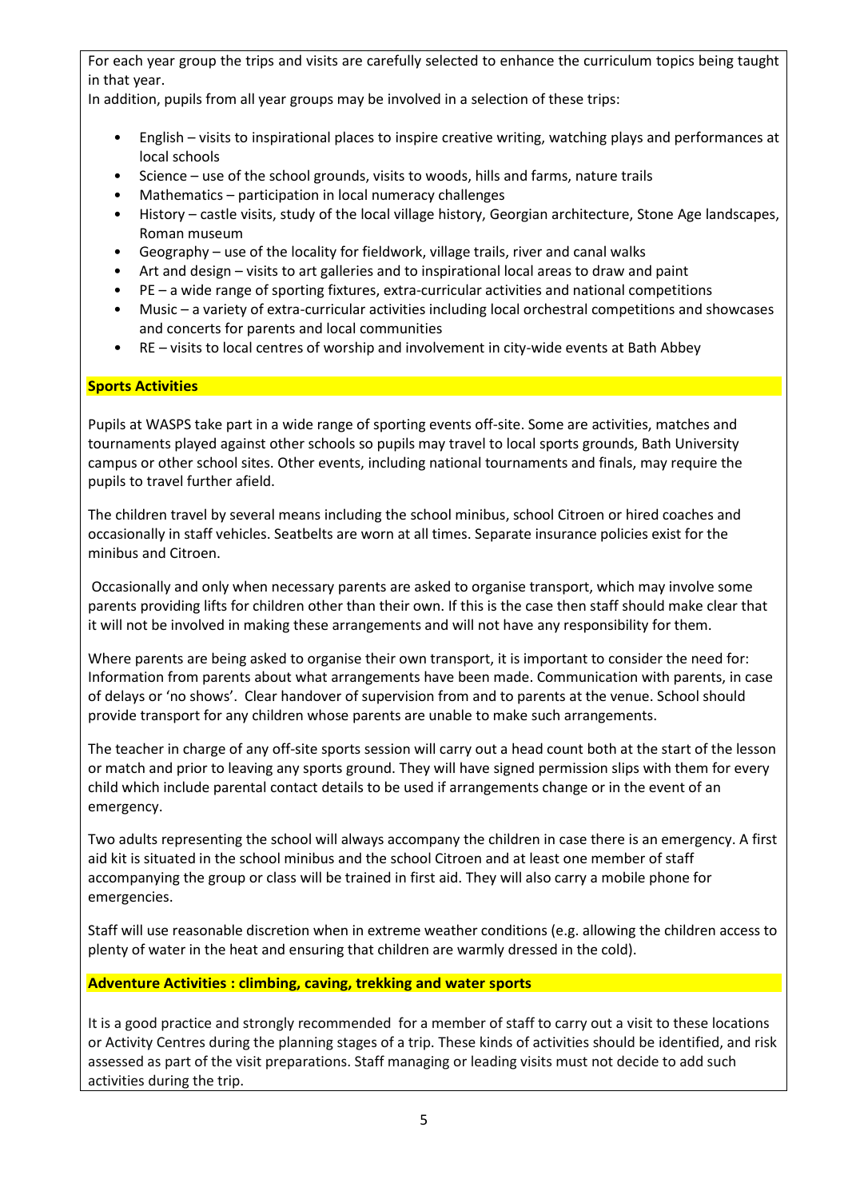For each year group the trips and visits are carefully selected to enhance the curriculum topics being taught in that year.

In addition, pupils from all year groups may be involved in a selection of these trips:

- English – visits to inspirational places to inspire creative writing, watching plays and performances at local schools
- Science – use of the school grounds, visits to woods, hills and farms, nature trails
- Mathematics – participation in local numeracy challenges
- History – castle visits, study of the local village history, Georgian architecture, Stone Age landscapes, Roman museum
- Geography – use of the locality for fieldwork, village trails, river and canal walks
- Art and design – visits to art galleries and to inspirational local areas to draw and paint
- PE – a wide range of sporting fixtures, extra-curricular activities and national competitions
- Music – a variety of extra-curricular activities including local orchestral competitions and showcases and concerts for parents and local communities
- RE – visits to local centres of worship and involvement in city-wide events at Bath Abbey

**Sports Activities**

Pupils at WASPS take part in a wide range of sporting events off-site. Some are activities, matches and tournaments played against other schools so pupils may travel to local sports grounds, Bath University campus or other school sites. Other events, including national tournaments and finals, may require the pupils to travel further afield.

The children travel by several means including the school minibus, school Citroen or hired coaches and occasionally in staff vehicles. Seatbelts are worn at all times. Separate insurance policies exist for the minibus and Citroen.

Occasionally and only when necessary parents are asked to organise transport, which may involve some parents providing lifts for children other than their own. If this is the case then staff should make clear that it will not be involved in making these arrangements and will not have any responsibility for them.

Where parents are being asked to organise their own transport, it is important to consider the need for: Information from parents about what arrangements have been made. Communication with parents, in case of delays or 'no shows'. Clear handover of supervision from and to parents at the venue. School should provide transport for any children whose parents are unable to make such arrangements.

The teacher in charge of any off-site sports session will carry out a head count both at the start of the lesson or match and prior to leaving any sports ground. They will have signed permission slips with them for every child which include parental contact details to be used if arrangements change or in the event of an emergency.

Two adults representing the school will always accompany the children in case there is an emergency. A first aid kit is situated in the school minibus and the school Citroen and at least one member of staff accompanying the group or class will be trained in first aid. They will also carry a mobile phone for emergencies.

Staff will use reasonable discretion when in extreme weather conditions (e.g. allowing the children access to plenty of water in the heat and ensuring that children are warmly dressed in the cold).

**Adventure Activities : climbing, caving, trekking and water sports**

It is a good practice and strongly recommended for a member of staff to carry out a visit to these locations or Activity Centres during the planning stages of a trip. These kinds of activities should be identified, and risk assessed as part of the visit preparations. Staff managing or leading visits must not decide to add such activities during the trip.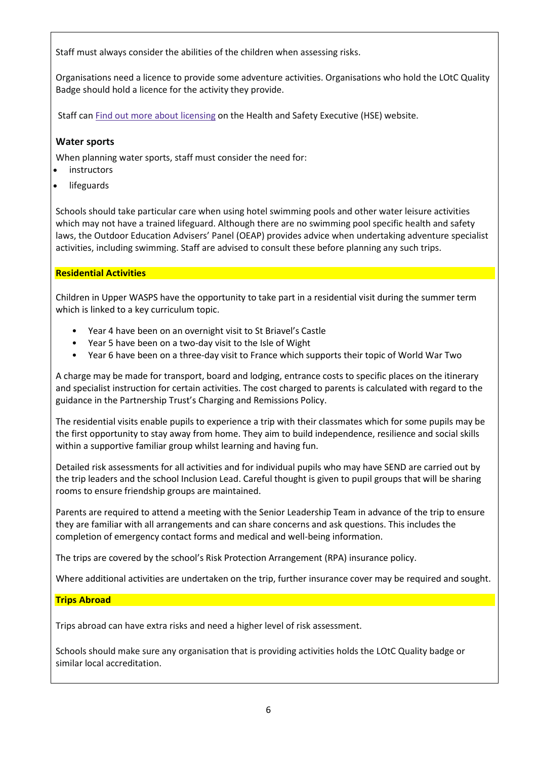Staff must always consider the abilities of the children when assessing risks.

Organisations need a licence to provide some adventure activities. Organisations who hold the LOtC Quality Badge should hold a licence for the activity they provide.

Staff can Find out more about licensing on the Health and Safety Executive (HSE) website.

### Water sports

When planning water sports, staff must consider the need for:

- instructors
- lifeguards

Schools should take particular care when using hotel swimming pools and other water leisure activities which may not have a trained lifeguard. Although there are no swimming pool specific health and safety laws, the Outdoor Education Advisers' Panel (OEAP) provides advice when undertaking adventure specialist activities, including swimming. Staff are advised to consult these before planning any such trips.

**Residential Activities**

Children in Upper WASPS have the opportunity to take part in a residential visit during the summer term which is linked to a key curriculum topic.

- Year 4 have been on an overnight visit to St Briavel's Castle
- Year 5 have been on a two-day visit to the Isle of Wight
- Year 6 have been on a three-day visit to France which supports their topic of World War Two

A charge may be made for transport, board and lodging, entrance costs to specific places on the itinerary and specialist instruction for certain activities. The cost charged to parents is calculated with regard to the guidance in the Partnership Trust's Charging and Remissions Policy.

The residential visits enable pupils to experience a trip with their classmates which for some pupils may be the first opportunity to stay away from home. They aim to build independence, resilience and social skills within a supportive familiar group whilst learning and having fun.

Detailed risk assessments for all activities and for individual pupils who may have SEND are carried out by the trip leaders and the school Inclusion Lead. Careful thought is given to pupil groups that will be sharing rooms to ensure friendship groups are maintained.

Parents are required to attend a meeting with the Senior Leadership Team in advance of the trip to ensure they are familiar with all arrangements and can share concerns and ask questions. This includes the completion of emergency contact forms and medical and well-being information.

The trips are covered by the school's Risk Protection Arrangement (RPA) insurance policy.

Where additional activities are undertaken on the trip, further insurance cover may be required and sought.

**Trips Abroad**

Trips abroad can have extra risks and need a higher level of risk assessment.

Schools should make sure any organisation that is providing activities holds the LOtC Quality badge or similar local accreditation.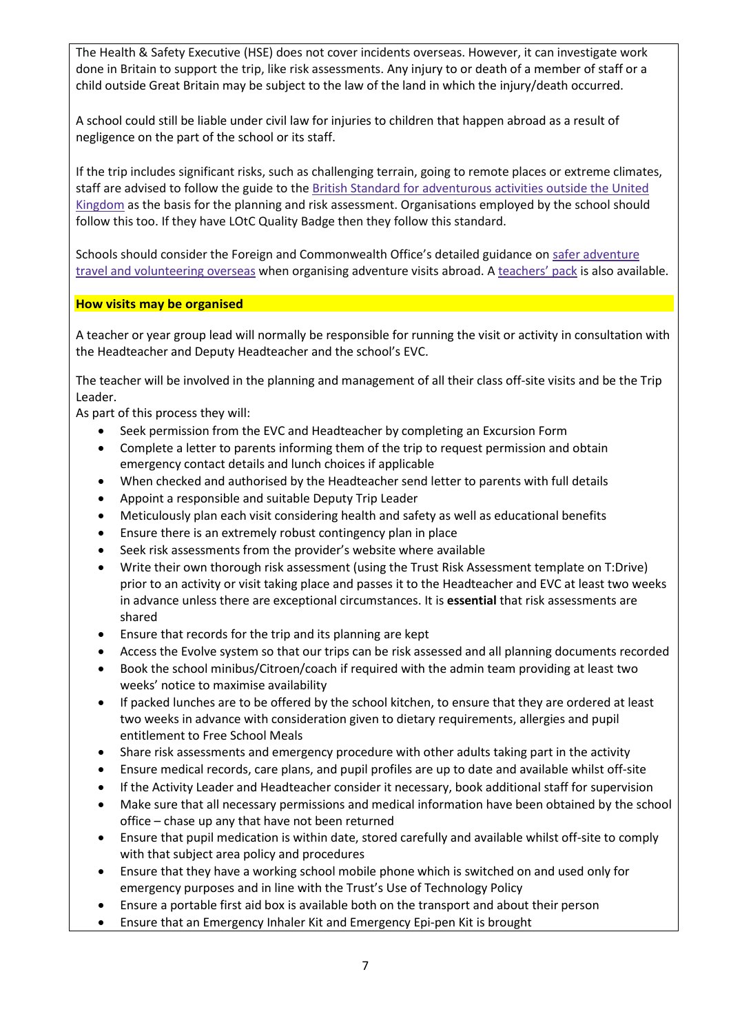The Health & Safety Executive (HSE) does not cover incidents overseas. However, it can investigate work done in Britain to support the trip, like risk assessments. Any injury to or death of a member of staff or a child outside Great Britain may be subject to the law of the land in which the injury/death occurred.

A school could still be liable under civil law for injuries to children that happen abroad as a result of negligence on the part of the school or its staff.

If the trip includes significant risks, such as challenging terrain, going to remote places or extreme climates, staff are advised to follow the guide to the British Standard for adventurous activities outside the United Kingdom as the basis for the planning and risk assessment. Organisations employed by the school should follow this too. If they have LOtC Quality Badge then they follow this standard.

Schools should consider the Foreign and Commonwealth Office's detailed guidance on safer adventure travel and volunteering overseas when organising adventure visits abroad. A teachers' pack is also available.

**How visits may be organised**

A teacher or year group lead will normally be responsible for running the visit or activity in consultation with the Headteacher and Deputy Headteacher and the school's EVC.

The teacher will be involved in the planning and management of all their class off-site visits and be the Trip Leader.

As part of this process they will:

- Seek permission from the EVC and Headteacher by completing an Excursion Form
- Complete a letter to parents informing them of the trip to request permission and obtain emergency contact details and lunch choices if applicable
- When checked and authorised by the Headteacher send letter to parents with full details
- Appoint a responsible and suitable Deputy Trip Leader
- Meticulously plan each visit considering health and safety as well as educational benefits
- Ensure there is an extremely robust contingency plan in place
- Seek risk assessments from the provider's website where available
- Write their own thorough risk assessment (using the Trust Risk Assessment template on T:Drive) prior to an activity or visit taking place and passes it to the Headteacher and EVC at least two weeks in advance unless there are exceptional circumstances. It is **essential** that risk assessments are shared
- Ensure that records for the trip and its planning are kept
- Access the Evolve system so that our trips can be risk assessed and all planning documents recorded
- Book the school minibus/Citroen/coach if required with the admin team providing at least two weeks' notice to maximise availability
- If packed lunches are to be offered by the school kitchen, to ensure that they are ordered at least two weeks in advance with consideration given to dietary requirements, allergies and pupil entitlement to Free School Meals
- Share risk assessments and emergency procedure with other adults taking part in the activity
- Ensure medical records, care plans, and pupil profiles are up to date and available whilst off-site
- If the Activity Leader and Headteacher consider it necessary, book additional staff for supervision
- Make sure that all necessary permissions and medical information have been obtained by the school office – chase up any that have not been returned
- Ensure that pupil medication is within date, stored carefully and available whilst off-site to comply with that subject area policy and procedures
- Ensure that they have a working school mobile phone which is switched on and used only for emergency purposes and in line with the Trust's Use of Technology Policy
- Ensure a portable first aid box is available both on the transport and about their person
- Ensure that an Emergency Inhaler Kit and Emergency Epi-pen Kit is brought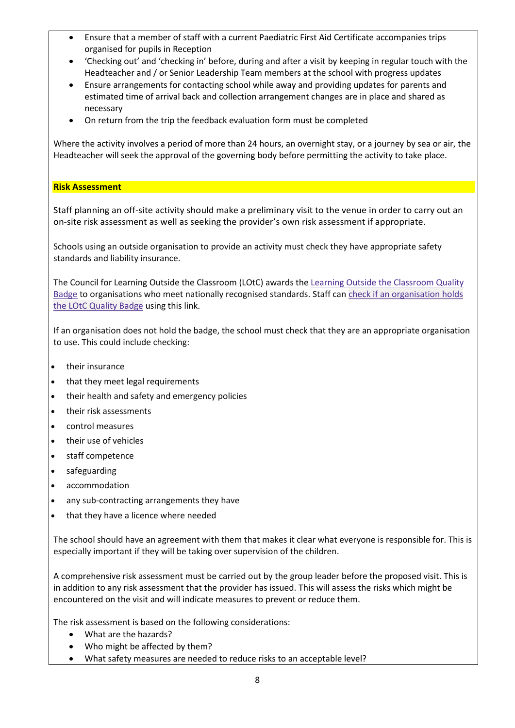- Ensure that a member of staff with a current Paediatric First Aid Certificate accompanies trips organised for pupils in Reception
- 'Checking out' and 'checking in' before, during and after a visit by keeping in regular touch with the Headteacher and / or Senior Leadership Team members at the school with progress updates
- Ensure arrangements for contacting school while away and providing updates for parents and estimated time of arrival back and collection arrangement changes are in place and shared as necessary
- On return from the trip the feedback evaluation form must be completed

Where the activity involves a period of more than 24 hours, an overnight stay, or a journey by sea or air, the Headteacher will seek the approval of the governing body before permitting the activity to take place.

## Risk Assessment

Staff planning an off-site activity should make a preliminary visit to the venue in order to carry out an on-site risk assessment as well as seeking the provider's own risk assessment if appropriate.

Schools using an outside organisation to provide an activity must check they have appropriate safety standards and liability insurance.

The Council for Learning Outside the Classroom (LOtC) awards the Learning Outside the Classroom Quality Badge to organisations who meet nationally recognised standards. Staff can check if an organisation holds the LOtC Quality Badge using this link.

If an organisation does not hold the badge, the school must check that they are an appropriate organisation to use. This could include checking:

- their insurance
- that they meet legal requirements
- their health and safety and emergency policies
- their risk assessments
- control measures
- their use of vehicles
- staff competence
- safeguarding
- accommodation
- any sub-contracting arrangements they have
- that they have a licence where needed

The school should have an agreement with them that makes it clear what everyone is responsible for. This is especially important if they will be taking over supervision of the children.

A comprehensive risk assessment must be carried out by the group leader before the proposed visit. This is in addition to any risk assessment that the provider has issued. This will assess the risks which might be encountered on the visit and will indicate measures to prevent or reduce them.

The risk assessment is based on the following considerations:

- What are the hazards?
- Who might be affected by them?
- What safety measures are needed to reduce risks to an acceptable level?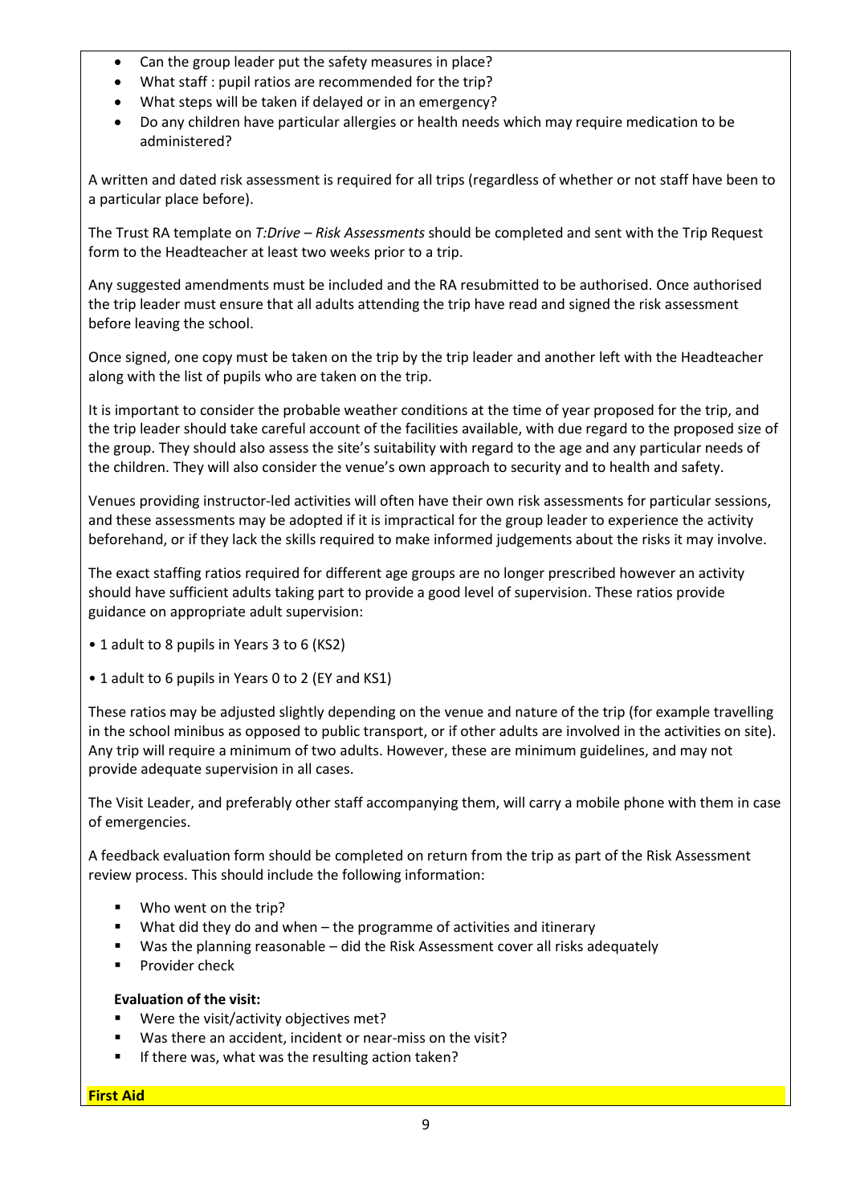- Can the group leader put the safety measures in place?
- What staff : pupil ratios are recommended for the trip?
- What steps will be taken if delayed or in an emergency?
- Do any children have particular allergies or health needs which may require medication to be administered?

A written and dated risk assessment is required for all trips (regardless of whether or not staff have been to a particular place before).

The Trust RA template on *T:Drive – Risk Assessments* should be completed and sent with the Trip Request form to the Headteacher at least two weeks prior to a trip.

Any suggested amendments must be included and the RA resubmitted to be authorised. Once authorised the trip leader must ensure that all adults attending the trip have read and signed the risk assessment before leaving the school.

Once signed, one copy must be taken on the trip by the trip leader and another left with the Headteacher along with the list of pupils who are taken on the trip.

It is important to consider the probable weather conditions at the time of year proposed for the trip, and the trip leader should take careful account of the facilities available, with due regard to the proposed size of the group. They should also assess the site's suitability with regard to the age and any particular needs of the children. They will also consider the venue's own approach to security and to health and safety.

Venues providing instructor-led activities will often have their own risk assessments for particular sessions, and these assessments may be adopted if it is impractical for the group leader to experience the activity beforehand, or if they lack the skills required to make informed judgements about the risks it may involve.

The exact staffing ratios required for different age groups are no longer prescribed however an activity should have sufficient adults taking part to provide a good level of supervision. These ratios provide guidance on appropriate adult supervision:

• 1 adult to 8 pupils in Years 3 to 6 (KS2)

• 1 adult to 6 pupils in Years 0 to 2 (EY and KS1)

These ratios may be adjusted slightly depending on the venue and nature of the trip (for example travelling in the school minibus as opposed to public transport, or if other adults are involved in the activities on site). Any trip will require a minimum of two adults. However, these are minimum guidelines, and may not provide adequate supervision in all cases.

The Visit Leader, and preferably other staff accompanying them, will carry a mobile phone with them in case of emergencies.

A feedback evaluation form should be completed on return from the trip as part of the Risk Assessment review process. This should include the following information:

- Who went on the trip?
- What did they do and when – the programme of activities and itinerary
- Was the planning reasonable – did the Risk Assessment cover all risks adequately
- Provider check

**Evaluation of the visit:**

- Were the visit/activity objectives met?
- Was there an accident, incident or near-miss on the visit?
- If there was, what was the resulting action taken?

**First Aid**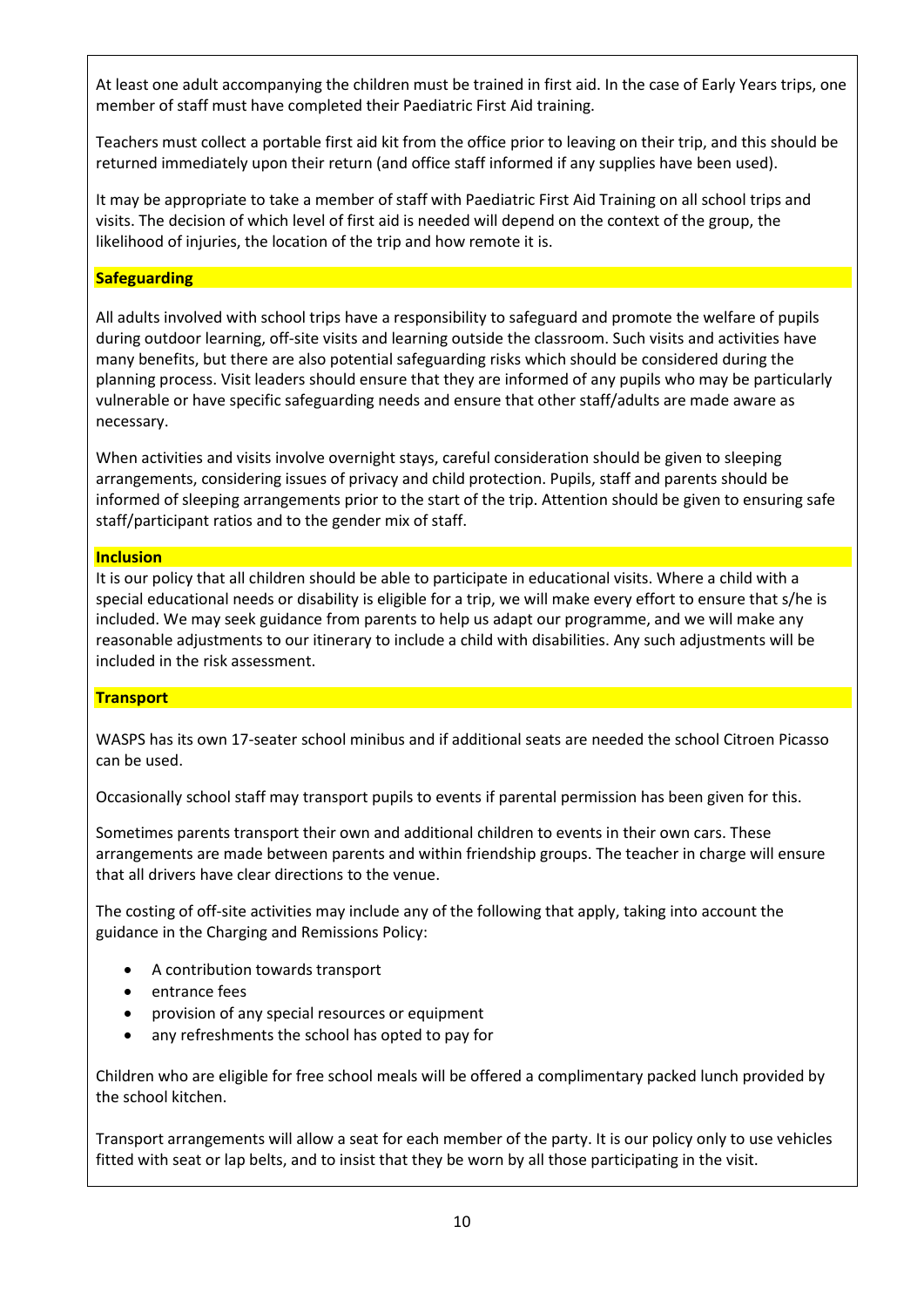At least one adult accompanying the children must be trained in first aid. In the case of Early Years trips, one member of staff must have completed their Paediatric First Aid training.

Teachers must collect a portable first aid kit from the office prior to leaving on their trip, and this should be returned immediately upon their return (and office staff informed if any supplies have been used).

It may be appropriate to take a member of staff with Paediatric First Aid Training on all school trips and visits. The decision of which level of first aid is needed will depend on the context of the group, the likelihood of injuries, the location of the trip and how remote it is.

## Safeguarding

All adults involved with school trips have a responsibility to safeguard and promote the welfare of pupils during outdoor learning, off-site visits and learning outside the classroom. Such visits and activities have many benefits, but there are also potential safeguarding risks which should be considered during the planning process. Visit leaders should ensure that they are informed of any pupils who may be particularly vulnerable or have specific safeguarding needs and ensure that other staff/adults are made aware as necessary.

When activities and visits involve overnight stays, careful consideration should be given to sleeping arrangements, considering issues of privacy and child protection. Pupils, staff and parents should be informed of sleeping arrangements prior to the start of the trip. Attention should be given to ensuring safe staff/participant ratios and to the gender mix of staff.

## Inclusion

It is our policy that all children should be able to participate in educational visits. Where a child with a special educational needs or disability is eligible for a trip, we will make every effort to ensure that s/he is included. We may seek guidance from parents to help us adapt our programme, and we will make any reasonable adjustments to our itinerary to include a child with disabilities. Any such adjustments will be included in the risk assessment.

## Transport

WASPS has its own 17-seater school minibus and if additional seats are needed the school Citroen Picasso can be used.

Occasionally school staff may transport pupils to events if parental permission has been given for this.

Sometimes parents transport their own and additional children to events in their own cars. These arrangements are made between parents and within friendship groups. The teacher in charge will ensure that all drivers have clear directions to the venue.

The costing of off-site activities may include any of the following that apply, taking into account the guidance in the Charging and Remissions Policy:

- A contribution towards transport
- entrance fees
- provision of any special resources or equipment
- any refreshments the school has opted to pay for

Children who are eligible for free school meals will be offered a complimentary packed lunch provided by the school kitchen.

Transport arrangements will allow a seat for each member of the party. It is our policy only to use vehicles fitted with seat or lap belts, and to insist that they be worn by all those participating in the visit.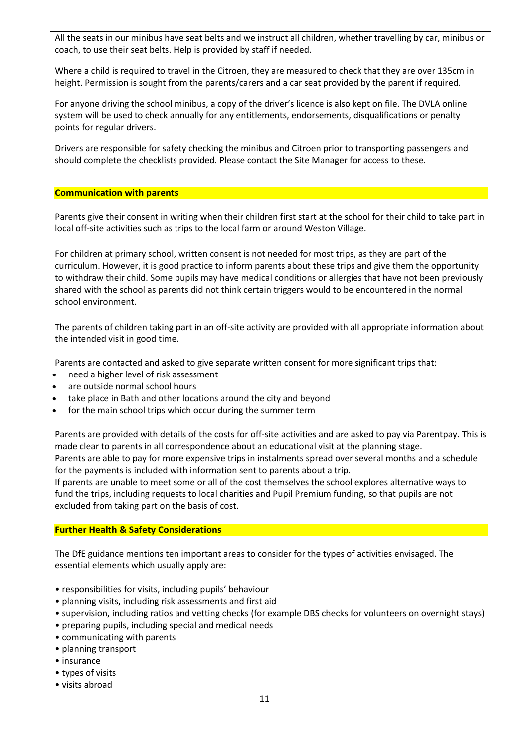All the seats in our minibus have seat belts and we instruct all children, whether travelling by car, minibus or coach, to use their seat belts. Help is provided by staff if needed.

Where a child is required to travel in the Citroen, they are measured to check that they are over 135cm in height. Permission is sought from the parents/carers and a car seat provided by the parent if required.

For anyone driving the school minibus, a copy of the driver's licence is also kept on file. The DVLA online system will be used to check annually for any entitlements, endorsements, disqualifications or penalty points for regular drivers.

Drivers are responsible for safety checking the minibus and Citroen prior to transporting passengers and should complete the checklists provided. Please contact the Site Manager for access to these.

## Communication with parents

Parents give their consent in writing when their children first start at the school for their child to take part in local off-site activities such as trips to the local farm or around Weston Village.

For children at primary school, written consent is not needed for most trips, as they are part of the curriculum. However, it is good practice to inform parents about these trips and give them the opportunity to withdraw their child. Some pupils may have medical conditions or allergies that have not been previously shared with the school as parents did not think certain triggers would to be encountered in the normal school environment.

The parents of children taking part in an off-site activity are provided with all appropriate information about the intended visit in good time.

Parents are contacted and asked to give separate written consent for more significant trips that:

- need a higher level of risk assessment
- are outside normal school hours
- take place in Bath and other locations around the city and beyond
- for the main school trips which occur during the summer term

Parents are provided with details of the costs for off-site activities and are asked to pay via Parentpay. This is made clear to parents in all correspondence about an educational visit at the planning stage.
Parents are able to pay for more expensive trips in instalments spread over several months and a schedule for the payments is included with information sent to parents about a trip.
If parents are unable to meet some or all of the cost themselves the school explores alternative ways to fund the trips, including requests to local charities and Pupil Premium funding, so that pupils are not excluded from taking part on the basis of cost.

## Further Health & Safety Considerations

The DfE guidance mentions ten important areas to consider for the types of activities envisaged. The essential elements which usually apply are:

- responsibilities for visits, including pupils' behaviour
- planning visits, including risk assessments and first aid
- supervision, including ratios and vetting checks (for example DBS checks for volunteers on overnight stays)
- preparing pupils, including special and medical needs
- communicating with parents
- planning transport
- insurance
- types of visits
- visits abroad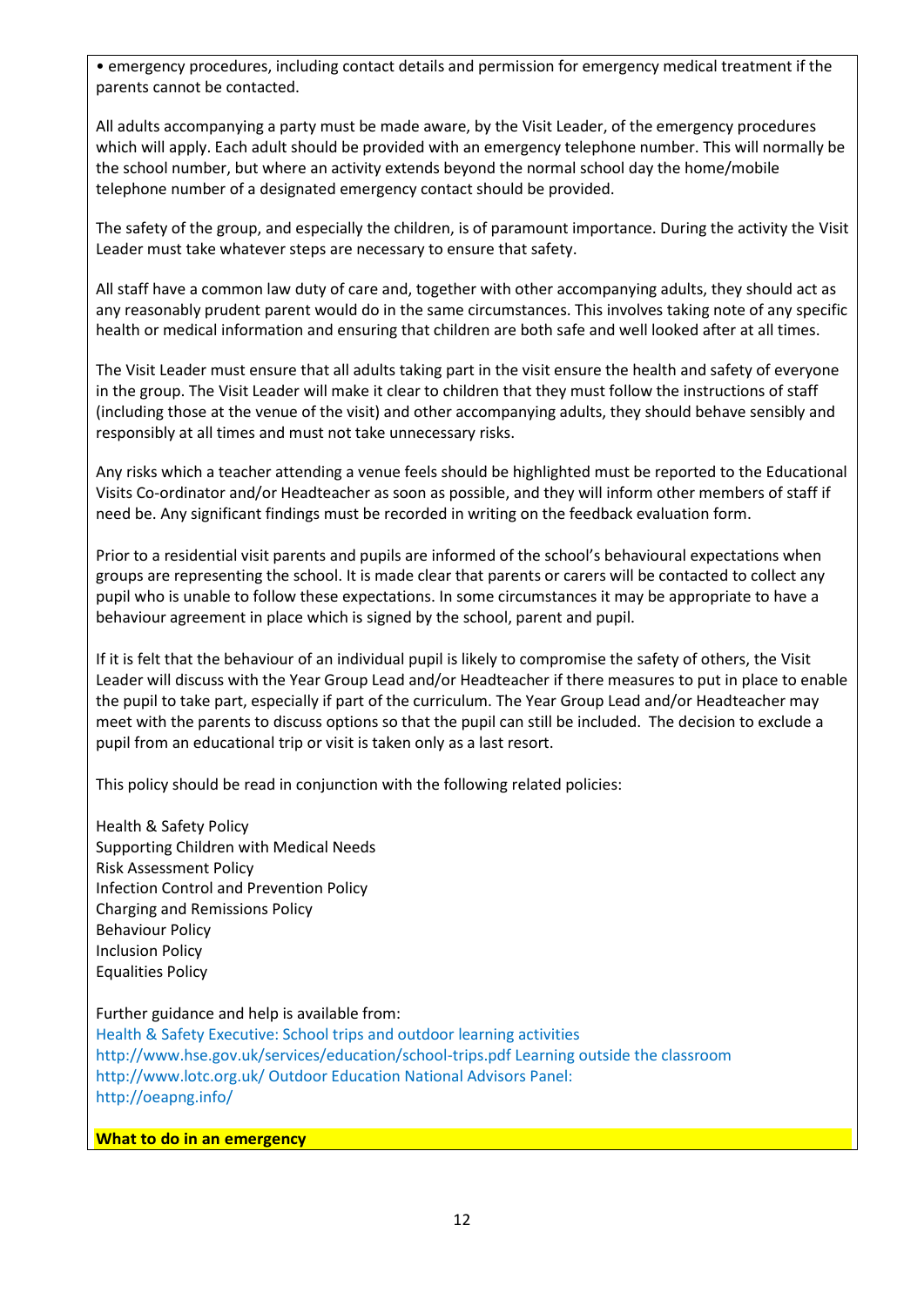- emergency procedures, including contact details and permission for emergency medical treatment if the parents cannot be contacted.

All adults accompanying a party must be made aware, by the Visit Leader, of the emergency procedures which will apply. Each adult should be provided with an emergency telephone number. This will normally be the school number, but where an activity extends beyond the normal school day the home/mobile telephone number of a designated emergency contact should be provided.

The safety of the group, and especially the children, is of paramount importance. During the activity the Visit Leader must take whatever steps are necessary to ensure that safety.

All staff have a common law duty of care and, together with other accompanying adults, they should act as any reasonably prudent parent would do in the same circumstances. This involves taking note of any specific health or medical information and ensuring that children are both safe and well looked after at all times.

The Visit Leader must ensure that all adults taking part in the visit ensure the health and safety of everyone in the group. The Visit Leader will make it clear to children that they must follow the instructions of staff (including those at the venue of the visit) and other accompanying adults, they should behave sensibly and responsibly at all times and must not take unnecessary risks.

Any risks which a teacher attending a venue feels should be highlighted must be reported to the Educational Visits Co-ordinator and/or Headteacher as soon as possible, and they will inform other members of staff if need be. Any significant findings must be recorded in writing on the feedback evaluation form.

Prior to a residential visit parents and pupils are informed of the school's behavioural expectations when groups are representing the school. It is made clear that parents or carers will be contacted to collect any pupil who is unable to follow these expectations. In some circumstances it may be appropriate to have a behaviour agreement in place which is signed by the school, parent and pupil.

If it is felt that the behaviour of an individual pupil is likely to compromise the safety of others, the Visit Leader will discuss with the Year Group Lead and/or Headteacher if there measures to put in place to enable the pupil to take part, especially if part of the curriculum. The Year Group Lead and/or Headteacher may meet with the parents to discuss options so that the pupil can still be included. The decision to exclude a pupil from an educational trip or visit is taken only as a last resort.

This policy should be read in conjunction with the following related policies:

Health & Safety Policy
Supporting Children with Medical Needs
Risk Assessment Policy
Infection Control and Prevention Policy
Charging and Remissions Policy
Behaviour Policy
Inclusion Policy
Equalities Policy

Further guidance and help is available from:
Health & Safety Executive: School trips and outdoor learning activities
http://www.hse.gov.uk/services/education/school-trips.pdf Learning outside the classroom
http://www.lotc.org.uk/ Outdoor Education National Advisors Panel:
http://oeapng.info/

**What to do in an emergency**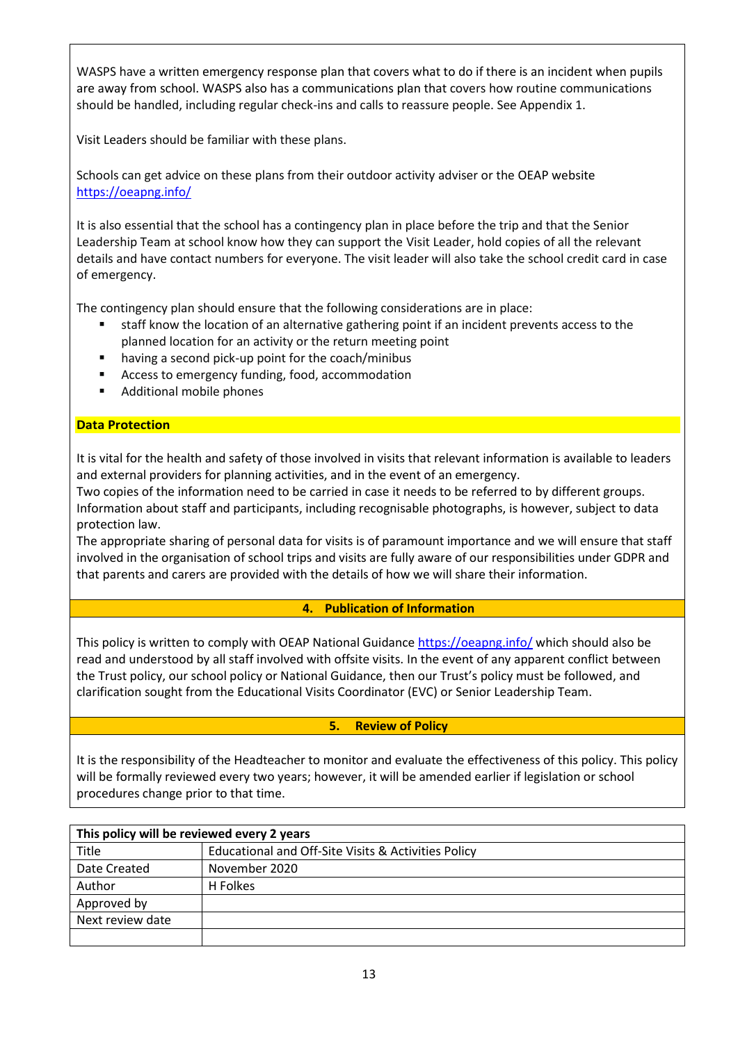WASPS have a written emergency response plan that covers what to do if there is an incident when pupils are away from school. WASPS also has a communications plan that covers how routine communications should be handled, including regular check-ins and calls to reassure people. See Appendix 1.

Visit Leaders should be familiar with these plans.

Schools can get advice on these plans from their outdoor activity adviser or the OEAP website https://oeapng.info/

It is also essential that the school has a contingency plan in place before the trip and that the Senior Leadership Team at school know how they can support the Visit Leader, hold copies of all the relevant details and have contact numbers for everyone. The visit leader will also take the school credit card in case of emergency.

The contingency plan should ensure that the following considerations are in place:

- staff know the location of an alternative gathering point if an incident prevents access to the planned location for an activity or the return meeting point
- having a second pick-up point for the coach/minibus
- Access to emergency funding, food, accommodation
- Additional mobile phones

**Data Protection**

It is vital for the health and safety of those involved in visits that relevant information is available to leaders and external providers for planning activities, and in the event of an emergency.
Two copies of the information need to be carried in case it needs to be referred to by different groups. Information about staff and participants, including recognisable photographs, is however, subject to data protection law.
The appropriate sharing of personal data for visits is of paramount importance and we will ensure that staff involved in the organisation of school trips and visits are fully aware of our responsibilities under GDPR and that parents and carers are provided with the details of how we will share their information.

## 4. Publication of Information

This policy is written to comply with OEAP National Guidance https://oeapng.info/ which should also be read and understood by all staff involved with offsite visits. In the event of any apparent conflict between the Trust policy, our school policy or National Guidance, then our Trust's policy must be followed, and clarification sought from the Educational Visits Coordinator (EVC) or Senior Leadership Team.

## 5. Review of Policy

It is the responsibility of the Headteacher to monitor and evaluate the effectiveness of this policy. This policy will be formally reviewed every two years; however, it will be amended earlier if legislation or school procedures change prior to that time.

| **This policy will be reviewed every 2 years** | |
|---|---|
| Title | Educational and Off-Site Visits & Activities Policy |
| Date Created | November 2020 |
| Author | H Folkes |
| Approved by | |
| Next review date | |
| | |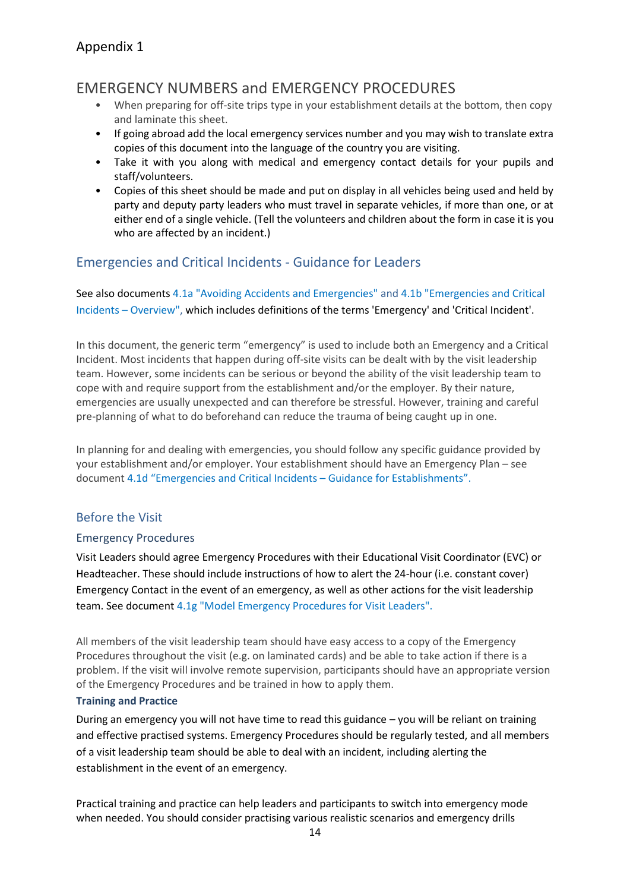# Appendix 1

## EMERGENCY NUMBERS and EMERGENCY PROCEDURES

- When preparing for off-site trips type in your establishment details at the bottom, then copy and laminate this sheet.
- If going abroad add the local emergency services number and you may wish to translate extra copies of this document into the language of the country you are visiting.
- Take it with you along with medical and emergency contact details for your pupils and staff/volunteers.
- Copies of this sheet should be made and put on display in all vehicles being used and held by party and deputy party leaders who must travel in separate vehicles, if more than one, or at either end of a single vehicle. (Tell the volunteers and children about the form in case it is you who are affected by an incident.)

## Emergencies and Critical Incidents - Guidance for Leaders

See also documents 4.1a "Avoiding Accidents and Emergencies" and 4.1b "Emergencies and Critical Incidents – Overview", which includes definitions of the terms 'Emergency' and 'Critical Incident'.

In this document, the generic term "emergency" is used to include both an Emergency and a Critical Incident. Most incidents that happen during off-site visits can be dealt with by the visit leadership team. However, some incidents can be serious or beyond the ability of the visit leadership team to cope with and require support from the establishment and/or the employer. By their nature, emergencies are usually unexpected and can therefore be stressful. However, training and careful pre-planning of what to do beforehand can reduce the trauma of being caught up in one.

In planning for and dealing with emergencies, you should follow any specific guidance provided by your establishment and/or employer. Your establishment should have an Emergency Plan – see document 4.1d "Emergencies and Critical Incidents – Guidance for Establishments".

### Before the Visit

#### Emergency Procedures

Visit Leaders should agree Emergency Procedures with their Educational Visit Coordinator (EVC) or Headteacher. These should include instructions of how to alert the 24-hour (i.e. constant cover) Emergency Contact in the event of an emergency, as well as other actions for the visit leadership team. See document 4.1g "Model Emergency Procedures for Visit Leaders".

All members of the visit leadership team should have easy access to a copy of the Emergency Procedures throughout the visit (e.g. on laminated cards) and be able to take action if there is a problem. If the visit will involve remote supervision, participants should have an appropriate version of the Emergency Procedures and be trained in how to apply them.

**Training and Practice**

During an emergency you will not have time to read this guidance – you will be reliant on training and effective practised systems. Emergency Procedures should be regularly tested, and all members of a visit leadership team should be able to deal with an incident, including alerting the establishment in the event of an emergency.

Practical training and practice can help leaders and participants to switch into emergency mode when needed. You should consider practising various realistic scenarios and emergency drills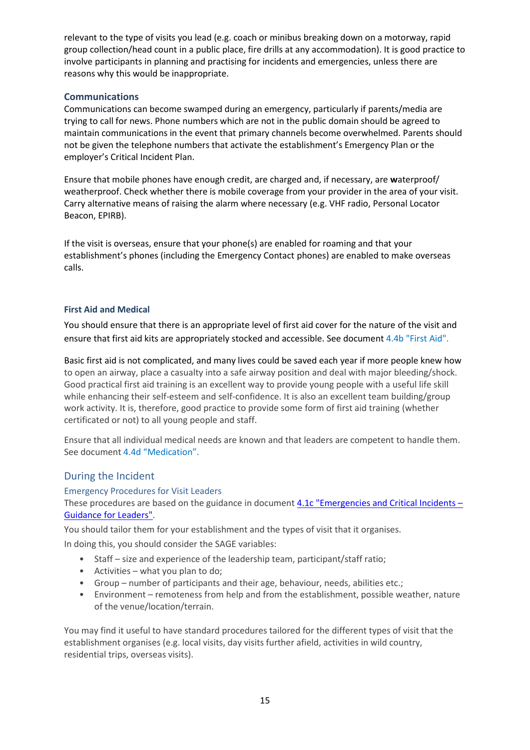relevant to the type of visits you lead (e.g. coach or minibus breaking down on a motorway, rapid group collection/head count in a public place, fire drills at any accommodation). It is good practice to involve participants in planning and practising for incidents and emergencies, unless there are reasons why this would be inappropriate.

### Communications

Communications can become swamped during an emergency, particularly if parents/media are trying to call for news. Phone numbers which are not in the public domain should be agreed to maintain communications in the event that primary channels become overwhelmed. Parents should not be given the telephone numbers that activate the establishment's Emergency Plan or the employer's Critical Incident Plan.

Ensure that mobile phones have enough credit, are charged and, if necessary, are **w**aterproof/weatherproof. Check whether there is mobile coverage from your provider in the area of your visit. Carry alternative means of raising the alarm where necessary (e.g. VHF radio, Personal Locator Beacon, EPIRB).

If the visit is overseas, ensure that your phone(s) are enabled for roaming and that your establishment's phones (including the Emergency Contact phones) are enabled to make overseas calls.

#### First Aid and Medical

You should ensure that there is an appropriate level of first aid cover for the nature of the visit and ensure that first aid kits are appropriately stocked and accessible. See document 4.4b "First Aid".

Basic first aid is not complicated, and many lives could be saved each year if more people knew how to open an airway, place a casualty into a safe airway position and deal with major bleeding/shock. Good practical first aid training is an excellent way to provide young people with a useful life skill while enhancing their self-esteem and self-confidence. It is also an excellent team building/group work activity. It is, therefore, good practice to provide some form of first aid training (whether certificated or not) to all young people and staff.

Ensure that all individual medical needs are known and that leaders are competent to handle them. See document 4.4d "Medication".

## During the Incident

### Emergency Procedures for Visit Leaders

These procedures are based on the guidance in document 4.1c "Emergencies and Critical Incidents – Guidance for Leaders".

You should tailor them for your establishment and the types of visit that it organises.

In doing this, you should consider the SAGE variables:

- Staff – size and experience of the leadership team, participant/staff ratio;
- Activities – what you plan to do;
- Group – number of participants and their age, behaviour, needs, abilities etc.;
- Environment – remoteness from help and from the establishment, possible weather, nature of the venue/location/terrain.

You may find it useful to have standard procedures tailored for the different types of visit that the establishment organises (e.g. local visits, day visits further afield, activities in wild country, residential trips, overseas visits).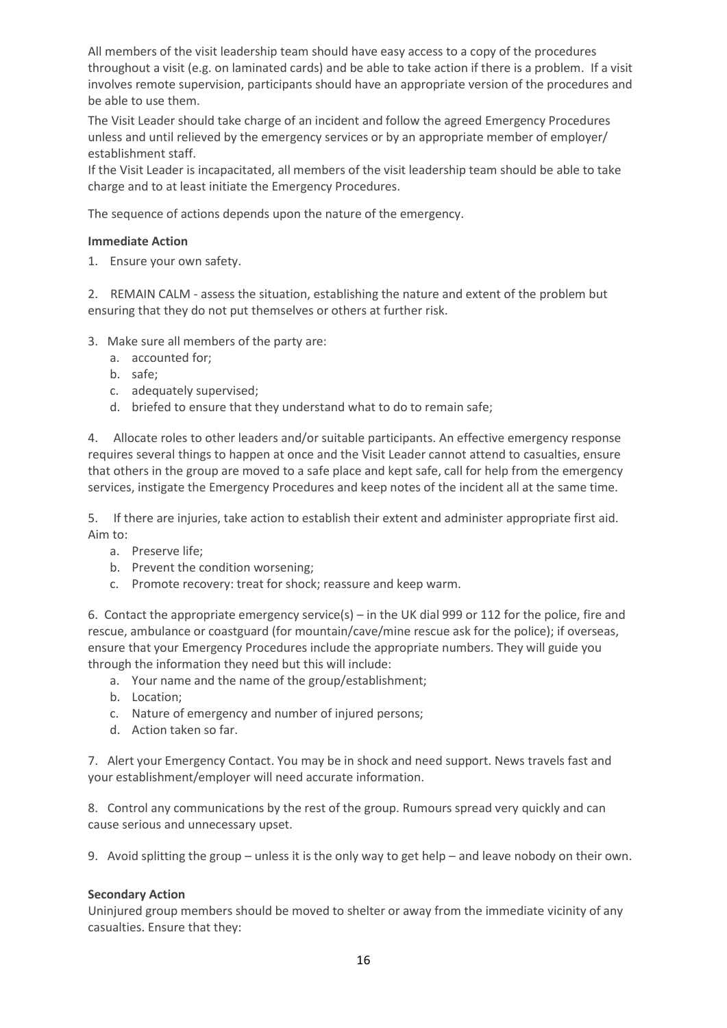All members of the visit leadership team should have easy access to a copy of the procedures throughout a visit (e.g. on laminated cards) and be able to take action if there is a problem. If a visit involves remote supervision, participants should have an appropriate version of the procedures and be able to use them.

The Visit Leader should take charge of an incident and follow the agreed Emergency Procedures unless and until relieved by the emergency services or by an appropriate member of employer/ establishment staff.

If the Visit Leader is incapacitated, all members of the visit leadership team should be able to take charge and to at least initiate the Emergency Procedures.

The sequence of actions depends upon the nature of the emergency.

**Immediate Action**

1. Ensure your own safety.

2. REMAIN CALM - assess the situation, establishing the nature and extent of the problem but ensuring that they do not put themselves or others at further risk.

3. Make sure all members of the party are:
   a. accounted for;
   b. safe;
   c. adequately supervised;
   d. briefed to ensure that they understand what to do to remain safe;

4. Allocate roles to other leaders and/or suitable participants. An effective emergency response requires several things to happen at once and the Visit Leader cannot attend to casualties, ensure that others in the group are moved to a safe place and kept safe, call for help from the emergency services, instigate the Emergency Procedures and keep notes of the incident all at the same time.

5. If there are injuries, take action to establish their extent and administer appropriate first aid. Aim to:
   a. Preserve life;
   b. Prevent the condition worsening;
   c. Promote recovery: treat for shock; reassure and keep warm.

6. Contact the appropriate emergency service(s) – in the UK dial 999 or 112 for the police, fire and rescue, ambulance or coastguard (for mountain/cave/mine rescue ask for the police); if overseas, ensure that your Emergency Procedures include the appropriate numbers. They will guide you through the information they need but this will include:
   a. Your name and the name of the group/establishment;
   b. Location;
   c. Nature of emergency and number of injured persons;
   d. Action taken so far.

7. Alert your Emergency Contact. You may be in shock and need support. News travels fast and your establishment/employer will need accurate information.

8. Control any communications by the rest of the group. Rumours spread very quickly and can cause serious and unnecessary upset.

9. Avoid splitting the group – unless it is the only way to get help – and leave nobody on their own.

**Secondary Action**

Uninjured group members should be moved to shelter or away from the immediate vicinity of any casualties. Ensure that they: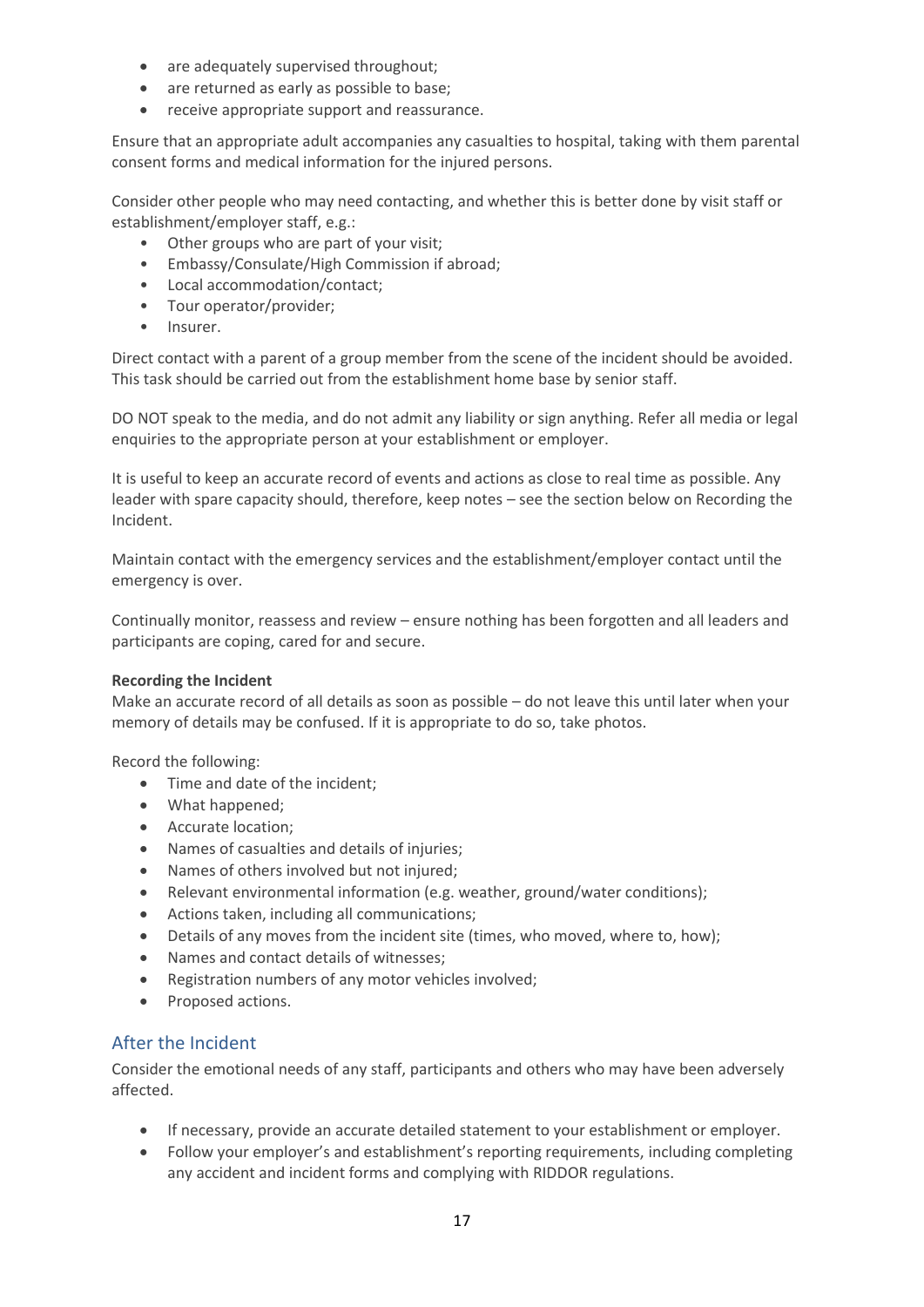- are adequately supervised throughout;
- are returned as early as possible to base;
- receive appropriate support and reassurance.

Ensure that an appropriate adult accompanies any casualties to hospital, taking with them parental consent forms and medical information for the injured persons.

Consider other people who may need contacting, and whether this is better done by visit staff or establishment/employer staff, e.g.:

- Other groups who are part of your visit;
- Embassy/Consulate/High Commission if abroad;
- Local accommodation/contact;
- Tour operator/provider;
- Insurer.

Direct contact with a parent of a group member from the scene of the incident should be avoided. This task should be carried out from the establishment home base by senior staff.

DO NOT speak to the media, and do not admit any liability or sign anything. Refer all media or legal enquiries to the appropriate person at your establishment or employer.

It is useful to keep an accurate record of events and actions as close to real time as possible. Any leader with spare capacity should, therefore, keep notes – see the section below on Recording the Incident.

Maintain contact with the emergency services and the establishment/employer contact until the emergency is over.

Continually monitor, reassess and review – ensure nothing has been forgotten and all leaders and participants are coping, cared for and secure.

**Recording the Incident**

Make an accurate record of all details as soon as possible – do not leave this until later when your memory of details may be confused. If it is appropriate to do so, take photos.

Record the following:

- Time and date of the incident;
- What happened;
- Accurate location;
- Names of casualties and details of injuries;
- Names of others involved but not injured;
- Relevant environmental information (e.g. weather, ground/water conditions);
- Actions taken, including all communications;
- Details of any moves from the incident site (times, who moved, where to, how);
- Names and contact details of witnesses;
- Registration numbers of any motor vehicles involved;
- Proposed actions.

## After the Incident

Consider the emotional needs of any staff, participants and others who may have been adversely affected.

- If necessary, provide an accurate detailed statement to your establishment or employer.
- Follow your employer's and establishment's reporting requirements, including completing any accident and incident forms and complying with RIDDOR regulations.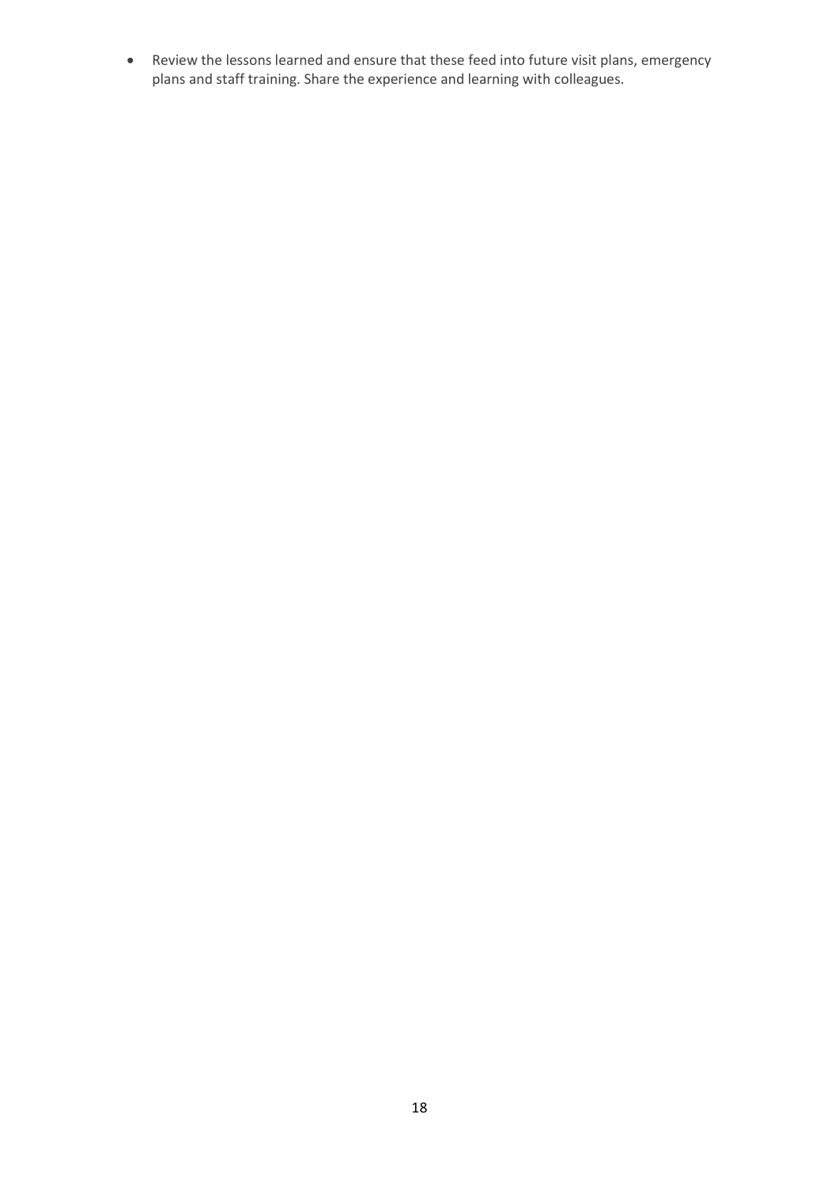- Review the lessons learned and ensure that these feed into future visit plans, emergency plans and staff training. Share the experience and learning with colleagues.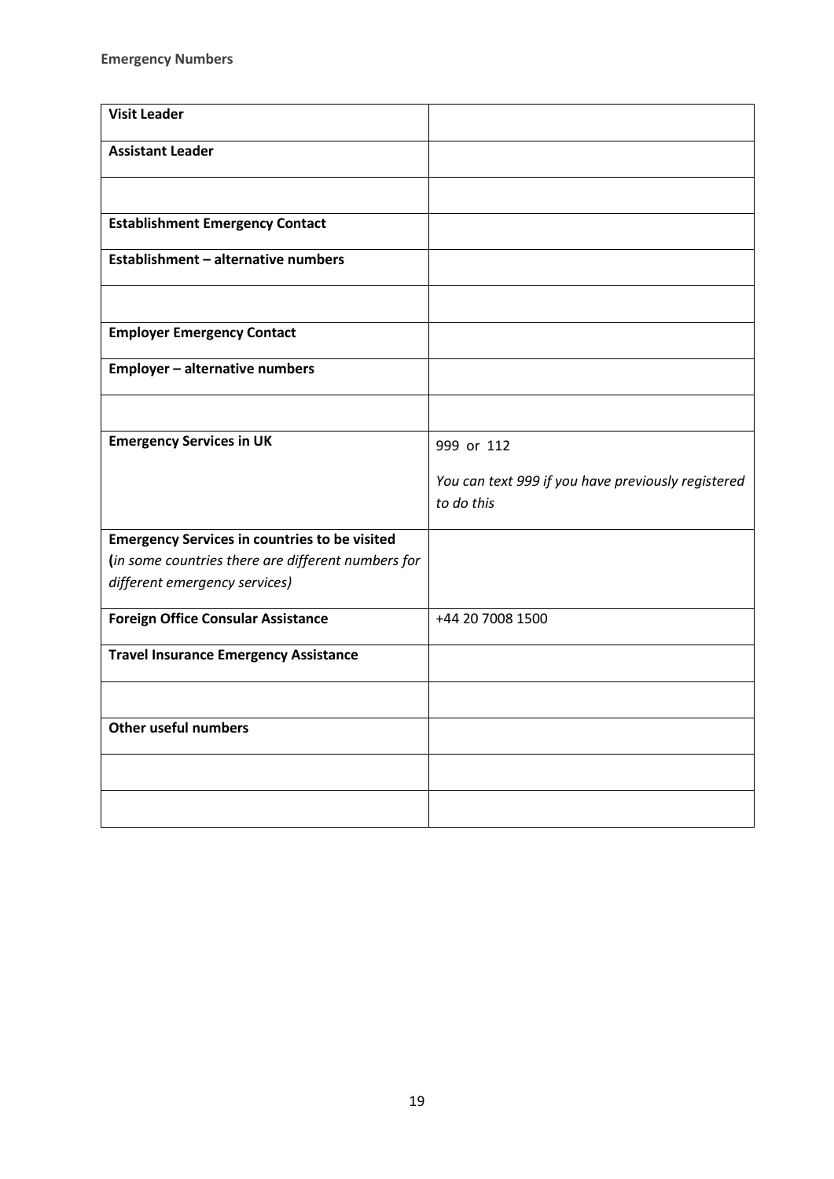**Emergency Numbers**

| | |
|---|---|
| **Visit Leader** | |
| **Assistant Leader** | |
| | |
| **Establishment Emergency Contact** | |
| **Establishment – alternative numbers** | |
| | |
| **Employer Emergency Contact** | |
| **Employer – alternative numbers** | |
| | |
| **Emergency Services in UK** | 999 or 112<br><br>*You can text 999 if you have previously registered to do this* |
| **Emergency Services in countries to be visited** **(***in some countries there are different numbers for different emergency services)* | |
| **Foreign Office Consular Assistance** | +44 20 7008 1500 |
| **Travel Insurance Emergency Assistance** | |
| | |
| **Other useful numbers** | |
| | |
| | |